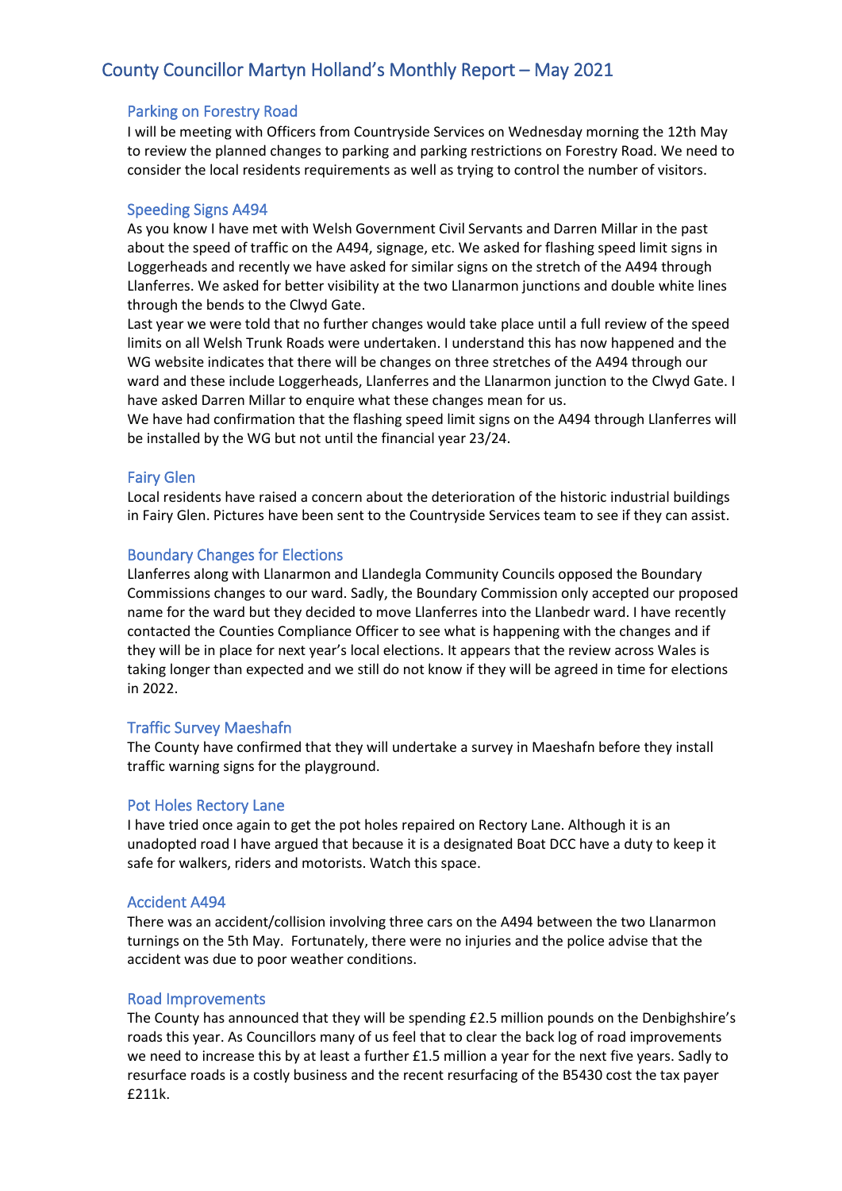# County Councillor Martyn Holland's Monthly Report – May 2021

## Parking on Forestry Road

I will be meeting with Officers from Countryside Services on Wednesday morning the 12th May to review the planned changes to parking and parking restrictions on Forestry Road. We need to consider the local residents requirements as well as trying to control the number of visitors.

## Speeding Signs A494

As you know I have met with Welsh Government Civil Servants and Darren Millar in the past about the speed of traffic on the A494, signage, etc. We asked for flashing speed limit signs in Loggerheads and recently we have asked for similar signs on the stretch of the A494 through Llanferres. We asked for better visibility at the two Llanarmon junctions and double white lines through the bends to the Clwyd Gate.

Last year we were told that no further changes would take place until a full review of the speed limits on all Welsh Trunk Roads were undertaken. I understand this has now happened and the WG website indicates that there will be changes on three stretches of the A494 through our ward and these include Loggerheads, Llanferres and the Llanarmon junction to the Clwyd Gate. I have asked Darren Millar to enquire what these changes mean for us.

We have had confirmation that the flashing speed limit signs on the A494 through Llanferres will be installed by the WG but not until the financial year 23/24.

## Fairy Glen

Local residents have raised a concern about the deterioration of the historic industrial buildings in Fairy Glen. Pictures have been sent to the Countryside Services team to see if they can assist.

## Boundary Changes for Elections

Llanferres along with Llanarmon and Llandegla Community Councils opposed the Boundary Commissions changes to our ward. Sadly, the Boundary Commission only accepted our proposed name for the ward but they decided to move Llanferres into the Llanbedr ward. I have recently contacted the Counties Compliance Officer to see what is happening with the changes and if they will be in place for next year's local elections. It appears that the review across Wales is taking longer than expected and we still do not know if they will be agreed in time for elections in 2022.

## Traffic Survey Maeshafn

The County have confirmed that they will undertake a survey in Maeshafn before they install traffic warning signs for the playground.

## Pot Holes Rectory Lane

I have tried once again to get the pot holes repaired on Rectory Lane. Although it is an unadopted road I have argued that because it is a designated Boat DCC have a duty to keep it safe for walkers, riders and motorists. Watch this space.

## Accident A494

There was an accident/collision involving three cars on the A494 between the two Llanarmon turnings on the 5th May. Fortunately, there were no injuries and the police advise that the accident was due to poor weather conditions.

## Road Improvements

The County has announced that they will be spending £2.5 million pounds on the Denbighshire's roads this year. As Councillors many of us feel that to clear the back log of road improvements we need to increase this by at least a further £1.5 million a year for the next five years. Sadly to resurface roads is a costly business and the recent resurfacing of the B5430 cost the tax payer £211k.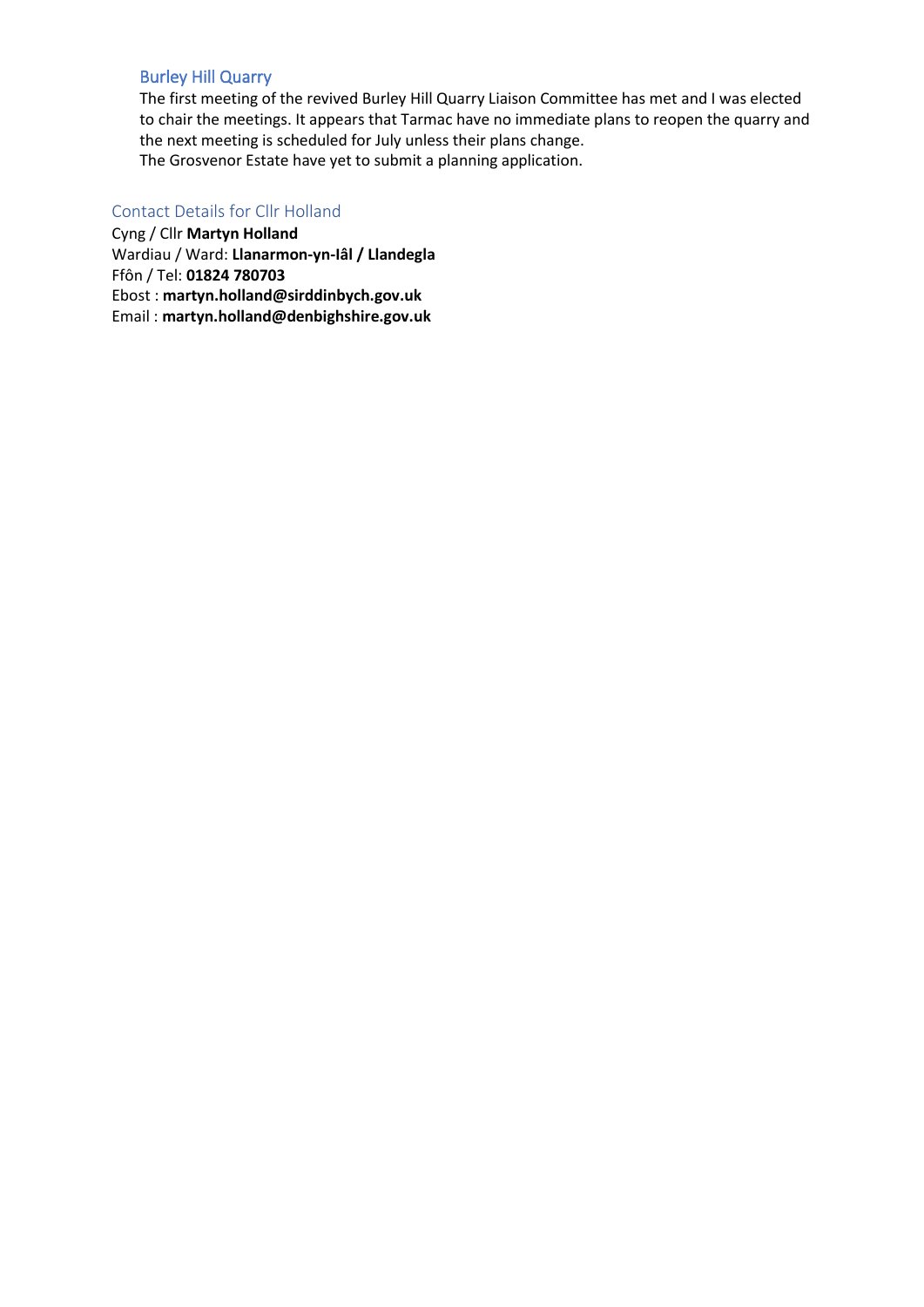### Burley Hill Quarry

The first meeting of the revived Burley Hill Quarry Liaison Committee has met and I was elected to chair the meetings. It appears that Tarmac have no immediate plans to reopen the quarry and the next meeting is scheduled for July unless their plans change.
The Grosvenor Estate have yet to submit a planning application.

## Contact Details for Cllr Holland

Cyng / Cllr **Martyn Holland**
Wardiau / Ward: **Llanarmon-yn-Iâl / Llandegla**
Ffôn / Tel: **01824 780703**
Ebost : **martyn.holland@sirddinbych.gov.uk**
Email : **martyn.holland@denbighshire.gov.uk**